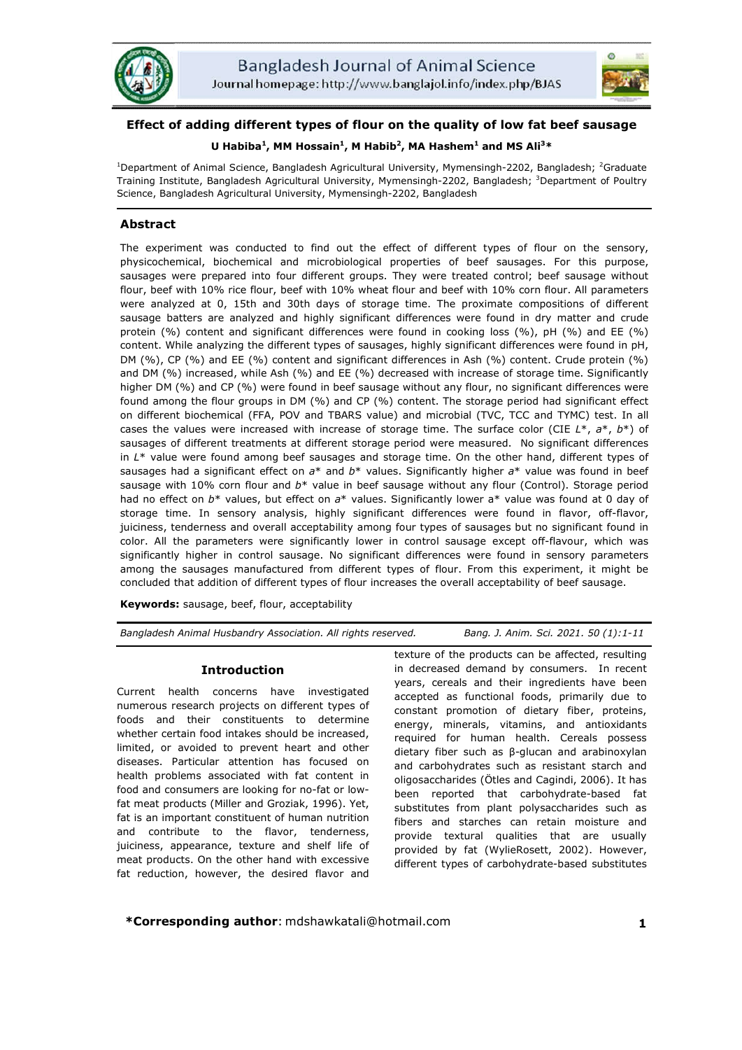# Effect of adding different types of flour on the quality of low fat beef sausage

**U Habiba[1], MM Hossain[1], M Habib[2], MA Hashem[1] and MS Ali[3]***

[1]Department of Animal Science, Bangladesh Agricultural University, Mymensingh-2202, Bangladesh; [2]Graduate Training Institute, Bangladesh Agricultural University, Mymensingh-2202, Bangladesh; [3]Department of Poultry Science, Bangladesh Agricultural University, Mymensingh-2202, Bangladesh

## Abstract

The experiment was conducted to find out the effect of different types of flour on the sensory, physicochemical, biochemical and microbiological properties of beef sausages. For this purpose, sausages were prepared into four different groups. They were treated control; beef sausage without flour, beef with 10% rice flour, beef with 10% wheat flour and beef with 10% corn flour. All parameters were analyzed at 0, 15th and 30th days of storage time. The proximate compositions of different sausage batters are analyzed and highly significant differences were found in dry matter and crude protein (%) content and significant differences were found in cooking loss (%), pH (%) and EE (%) content. While analyzing the different types of sausages, highly significant differences were found in pH, DM (%), CP (%) and EE (%) content and significant differences in Ash (%) content. Crude protein (%) and DM (%) increased, while Ash (%) and EE (%) decreased with increase of storage time. Significantly higher DM (%) and CP (%) were found in beef sausage without any flour, no significant differences were found among the flour groups in DM (%) and CP (%) content. The storage period had significant effect on different biochemical (FFA, POV and TBARS value) and microbial (TVC, TCC and TYMC) test. In all cases the values were increased with increase of storage time. The surface color (CIE *L*\*, *a*\*, *b*\*) of sausages of different treatments at different storage period were measured. No significant differences in *L*\* value were found among beef sausages and storage time. On the other hand, different types of sausages had a significant effect on *a*\* and *b*\* values. Significantly higher *a*\* value was found in beef sausage with 10% corn flour and *b*\* value in beef sausage without any flour (Control). Storage period had no effect on *b*\* values, but effect on *a*\* values. Significantly lower a\* value was found at 0 day of storage time. In sensory analysis, highly significant differences were found in flavor, off-flavor, juiciness, tenderness and overall acceptability among four types of sausages but no significant found in color. All the parameters were significantly lower in control sausage except off-flavour, which was significantly higher in control sausage. No significant differences were found in sensory parameters among the sausages manufactured from different types of flour. From this experiment, it might be concluded that addition of different types of flour increases the overall acceptability of beef sausage.

**Keywords:** sausage, beef, flour, acceptability

*Bangladesh Animal Husbandry Association. All rights reserved.* *Bang. J. Anim. Sci. 2021. 50 (1):1-11*

## Introduction

Current health concerns have investigated numerous research projects on different types of foods and their constituents to determine whether certain food intakes should be increased, limited, or avoided to prevent heart and other diseases. Particular attention has focused on health problems associated with fat content in food and consumers are looking for no-fat or low-fat meat products (Miller and Groziak, 1996). Yet, fat is an important constituent of human nutrition and contribute to the flavor, tenderness, juiciness, appearance, texture and shelf life of meat products. On the other hand with excessive fat reduction, however, the desired flavor and texture of the products can be affected, resulting in decreased demand by consumers. In recent years, cereals and their ingredients have been accepted as functional foods, primarily due to constant promotion of dietary fiber, proteins, energy, minerals, vitamins, and antioxidants required for human health. Cereals possess dietary fiber such as β-glucan and arabinoxylan and carbohydrates such as resistant starch and oligosaccharides (Ötles and Cagindi, 2006). It has been reported that carbohydrate-based fat substitutes from plant polysaccharides such as fibers and starches can retain moisture and provide textural qualities that are usually provided by fat (WylieRosett, 2002). However, different types of carbohydrate-based substitutes

***Corresponding author**: mdshawkatali@hotmail.com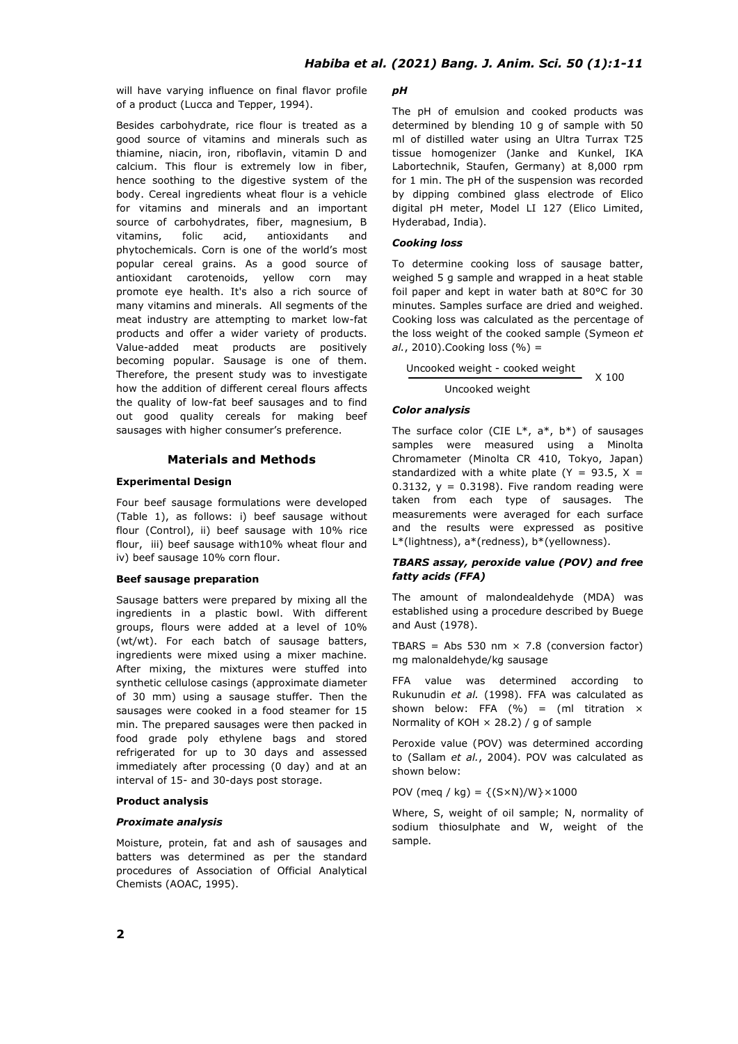will have varying influence on final flavor profile of a product (Lucca and Tepper, 1994).

Besides carbohydrate, rice flour is treated as a good source of vitamins and minerals such as thiamine, niacin, iron, riboflavin, vitamin D and calcium. This flour is extremely low in fiber, hence soothing to the digestive system of the body. Cereal ingredients wheat flour is a vehicle for vitamins and minerals and an important source of carbohydrates, fiber, magnesium, B vitamins, folic acid, antioxidants and phytochemicals. Corn is one of the world's most popular cereal grains. As a good source of antioxidant carotenoids, yellow corn may promote eye health. It's also a rich source of many vitamins and minerals. All segments of the meat industry are attempting to market low-fat products and offer a wider variety of products. Value-added meat products are positively becoming popular. Sausage is one of them. Therefore, the present study was to investigate how the addition of different cereal flours affects the quality of low-fat beef sausages and to find out good quality cereals for making beef sausages with higher consumer's preference.

## Materials and Methods

### Experimental Design

Four beef sausage formulations were developed (Table 1), as follows: i) beef sausage without flour (Control), ii) beef sausage with 10% rice flour, iii) beef sausage with10% wheat flour and iv) beef sausage 10% corn flour.

### Beef sausage preparation

Sausage batters were prepared by mixing all the ingredients in a plastic bowl. With different groups, flours were added at a level of 10% (wt/wt). For each batch of sausage batters, ingredients were mixed using a mixer machine. After mixing, the mixtures were stuffed into synthetic cellulose casings (approximate diameter of 30 mm) using a sausage stuffer. Then the sausages were cooked in a food steamer for 15 min. The prepared sausages were then packed in food grade poly ethylene bags and stored refrigerated for up to 30 days and assessed immediately after processing (0 day) and at an interval of 15- and 30-days post storage.

### Product analysis

#### *Proximate analysis*

Moisture, protein, fat and ash of sausages and batters was determined as per the standard procedures of Association of Official Analytical Chemists (AOAC, 1995).

#### *pH*

The pH of emulsion and cooked products was determined by blending 10 g of sample with 50 ml of distilled water using an Ultra Turrax T25 tissue homogenizer (Janke and Kunkel, IKA Labortechnik, Staufen, Germany) at 8,000 rpm for 1 min. The pH of the suspension was recorded by dipping combined glass electrode of Elico digital pH meter, Model LI 127 (Elico Limited, Hyderabad, India).

#### *Cooking loss*

To determine cooking loss of sausage batter, weighed 5 g sample and wrapped in a heat stable foil paper and kept in water bath at 80°C for 30 minutes. Samples surface are dried and weighed. Cooking loss was calculated as the percentage of the loss weight of the cooked sample (Symeon *et al.*, 2010).Cooking loss (%) =

$$\frac{\text{Uncooked weight - cooked weight}}{\text{Uncooked weight}} \times 100$$

#### *Color analysis*

The surface color (CIE L*, a*, b*) of sausages samples were measured using a Minolta Chromameter (Minolta CR 410, Tokyo, Japan) standardized with a white plate ($Y = 93.5$, $X = 0.3132$, $y = 0.3198$). Five random reading were taken from each type of sausages. The measurements were averaged for each surface and the results were expressed as positive L*(lightness), a*(redness), b*(yellowness).

#### *TBARS assay, peroxide value (POV) and free fatty acids (FFA)*

The amount of malondealdehyde (MDA) was established using a procedure described by Buege and Aust (1978).

TBARS = Abs 530 nm × 7.8 (conversion factor) mg malonaldehyde/kg sausage

FFA value was determined according to Rukunudin *et al.* (1998). FFA was calculated as shown below: FFA (%) = (ml titration × Normality of KOH × 28.2) / g of sample

Peroxide value (POV) was determined according to (Sallam *et al.*, 2004). POV was calculated as shown below:

$$\text{POV (meq / kg)} = \{(S \times N)/W\} \times 1000$$

Where, S, weight of oil sample; N, normality of sodium thiosulphate and W, weight of the sample.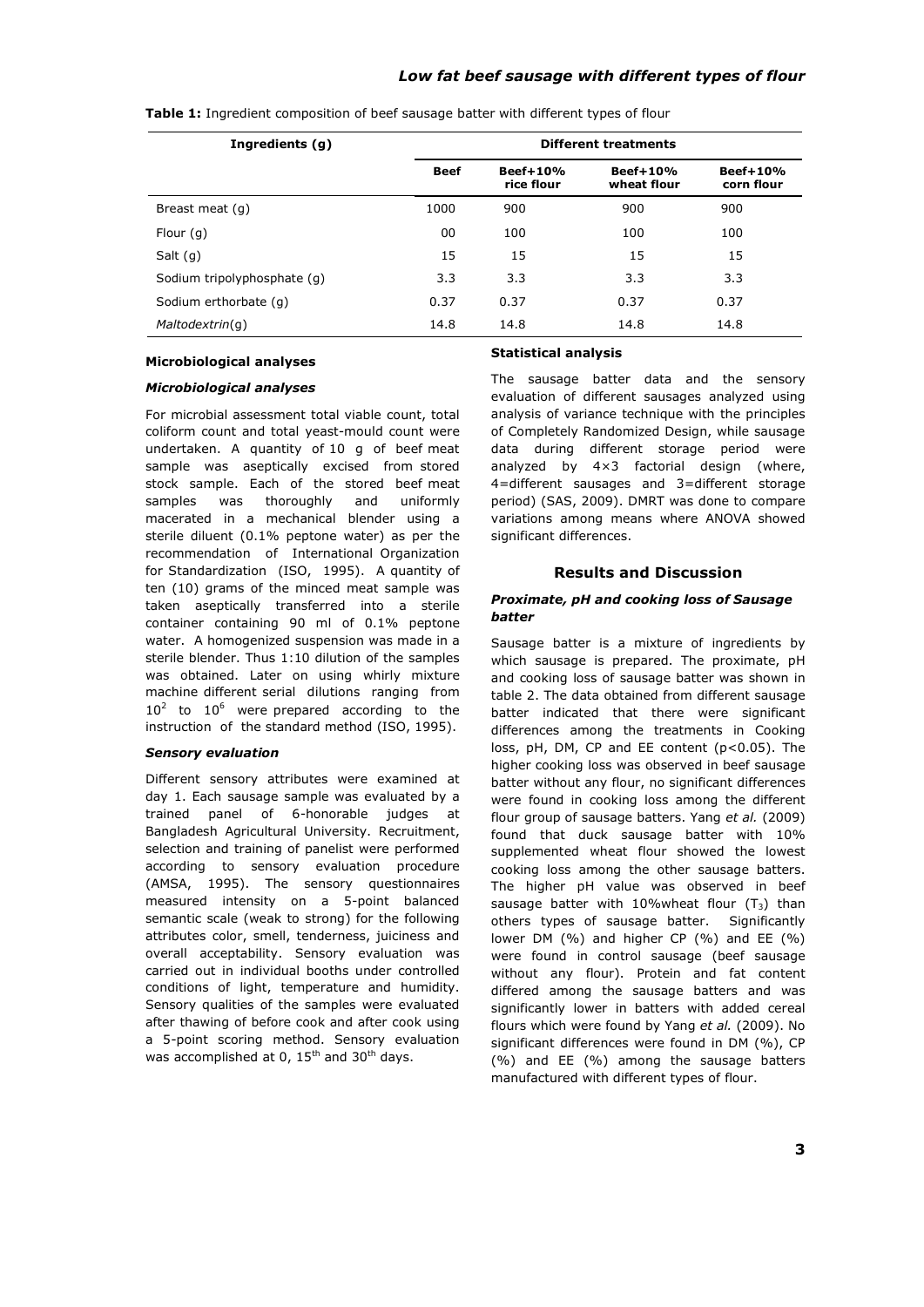**Table 1:** Ingredient composition of beef sausage batter with different types of flour

| Ingredients (g) | Different treatments | | | |
|---|---|---|---|---|
| | **Beef** | **Beef+10% rice flour** | **Beef+10% wheat flour** | **Beef+10% corn flour** |
| Breast meat (g) | 1000 | 900 | 900 | 900 |
| Flour (g) | 00 | 100 | 100 | 100 |
| Salt (g) | 15 | 15 | 15 | 15 |
| Sodium tripolyphosphate (g) | 3.3 | 3.3 | 3.3 | 3.3 |
| Sodium erthorbate (g) | 0.37 | 0.37 | 0.37 | 0.37 |
| *Maltodextrin*(g) | 14.8 | 14.8 | 14.8 | 14.8 |

**Microbiological analyses**

***Microbiological analyses***

For microbial assessment total viable count, total coliform count and total yeast-mould count were undertaken. A quantity of 10 g of beef meat sample was aseptically excised from stored stock sample. Each of the stored beef meat samples was thoroughly and uniformly macerated in a mechanical blender using a sterile diluent (0.1% peptone water) as per the recommendation of International Organization for Standardization (ISO, 1995). A quantity of ten (10) grams of the minced meat sample was taken aseptically transferred into a sterile container containing 90 ml of 0.1% peptone water. A homogenized suspension was made in a sterile blender. Thus 1:10 dilution of the samples was obtained. Later on using whirly mixture machine different serial dilutions ranging from $10^2$ to $10^6$ were prepared according to the instruction of the standard method (ISO, 1995).

***Sensory evaluation***

Different sensory attributes were examined at day 1. Each sausage sample was evaluated by a trained panel of 6-honorable judges at Bangladesh Agricultural University. Recruitment, selection and training of panelist were performed according to sensory evaluation procedure (AMSA, 1995). The sensory questionnaires measured intensity on a 5-point balanced semantic scale (weak to strong) for the following attributes color, smell, tenderness, juiciness and overall acceptability. Sensory evaluation was carried out in individual booths under controlled conditions of light, temperature and humidity. Sensory qualities of the samples were evaluated after thawing of before cook and after cook using a 5-point scoring method. Sensory evaluation was accomplished at 0, 15th and 30th days.

**Statistical analysis**

The sausage batter data and the sensory evaluation of different sausages analyzed using analysis of variance technique with the principles of Completely Randomized Design, while sausage data during different storage period were analyzed by 4×3 factorial design (where, 4=different sausages and 3=different storage period) (SAS, 2009). DMRT was done to compare variations among means where ANOVA showed significant differences.

## Results and Discussion

***Proximate, pH and cooking loss of Sausage batter***

Sausage batter is a mixture of ingredients by which sausage is prepared. The proximate, pH and cooking loss of sausage batter was shown in table 2. The data obtained from different sausage batter indicated that there were significant differences among the treatments in Cooking loss, pH, DM, CP and EE content ($p<0.05$). The higher cooking loss was observed in beef sausage batter without any flour, no significant differences were found in cooking loss among the different flour group of sausage batters. Yang *et al.* (2009) found that duck sausage batter with 10% supplemented wheat flour showed the lowest cooking loss among the other sausage batters. The higher pH value was observed in beef sausage batter with 10%wheat flour ($T_3$) than others types of sausage batter. Significantly lower DM (%) and higher CP (%) and EE (%) were found in control sausage (beef sausage without any flour). Protein and fat content differed among the sausage batters and was significantly lower in batters with added cereal flours which were found by Yang *et al.* (2009). No significant differences were found in DM (%), CP (%) and EE (%) among the sausage batters manufactured with different types of flour.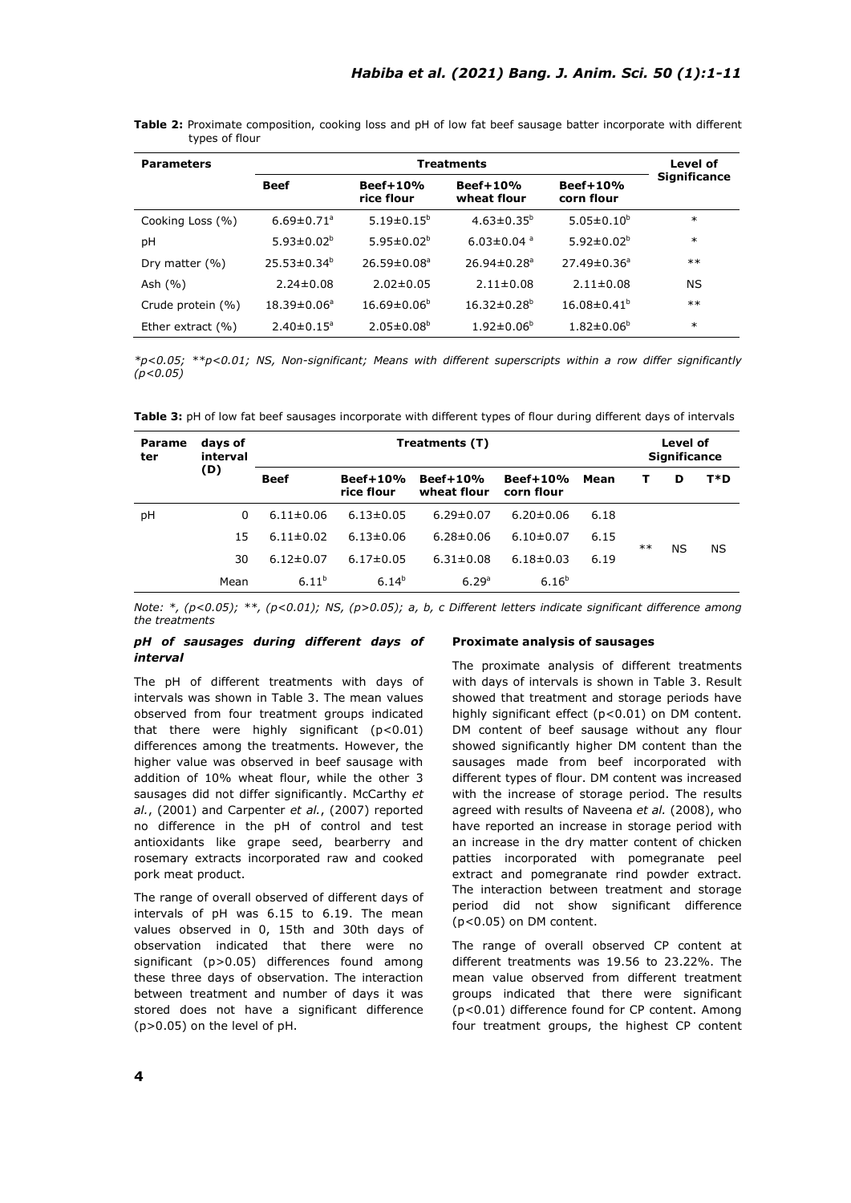**Table 2:** Proximate composition, cooking loss and pH of low fat beef sausage batter incorporate with different types of flour

| Parameters | Treatments | | | | Level of Significance |
|---|---|---|---|---|---|
| | Beef | Beef+10% rice flour | Beef+10% wheat flour | Beef+10% corn flour | |
| Cooking Loss (%) | $6.69\pm0.71^{a}$ | $5.19\pm0.15^{b}$ | $4.63\pm0.35^{b}$ | $5.05\pm0.10^{b}$ | * |
| pH | $5.93\pm0.02^{b}$ | $5.95\pm0.02^{b}$ | $6.03\pm0.04^{a}$ | $5.92\pm0.02^{b}$ | * |
| Dry matter (%) | $25.53\pm0.34^{b}$ | $26.59\pm0.08^{a}$ | $26.94\pm0.28^{a}$ | $27.49\pm0.36^{a}$ | ** |
| Ash (%) | $2.24\pm0.08$ | $2.02\pm0.05$ | $2.11\pm0.08$ | $2.11\pm0.08$ | NS |
| Crude protein (%) | $18.39\pm0.06^{a}$ | $16.69\pm0.06^{b}$ | $16.32\pm0.28^{b}$ | $16.08\pm0.41^{b}$ | ** |
| Ether extract (%) | $2.40\pm0.15^{a}$ | $2.05\pm0.08^{b}$ | $1.92\pm0.06^{b}$ | $1.82\pm0.06^{b}$ | * |

*\*p<0.05; \*\*p<0.01; NS, Non-significant; Means with different superscripts within a row differ significantly (p<0.05)*

**Table 3:** pH of low fat beef sausages incorporate with different types of flour during different days of intervals

| Parameter | days of interval (D) | Treatments (T) | | | | | Level of Significance | | |
|---|---|---|---|---|---|---|---|---|---|
| | | Beef | Beef+10% rice flour | Beef+10% wheat flour | Beef+10% corn flour | Mean | T | D | T*D |
| pH | 0 | $6.11\pm0.06$ | $6.13\pm0.05$ | $6.29\pm0.07$ | $6.20\pm0.06$ | 6.18 | ** | NS | NS |
| | 15 | $6.11\pm0.02$ | $6.13\pm0.06$ | $6.28\pm0.06$ | $6.10\pm0.07$ | 6.15 | | | |
| | 30 | $6.12\pm0.07$ | $6.17\pm0.05$ | $6.31\pm0.08$ | $6.18\pm0.03$ | 6.19 | | | |
| | Mean | $6.11^{b}$ | $6.14^{b}$ | $6.29^{a}$ | $6.16^{b}$ | | | | |

*Note: \*, (p<0.05); \*\*, (p<0.01); NS, (p>0.05); a, b, c Different letters indicate significant difference among the treatments*

### *pH of sausages during different days of interval*

The pH of different treatments with days of intervals was shown in Table 3. The mean values observed from four treatment groups indicated that there were highly significant (p<0.01) differences among the treatments. However, the higher value was observed in beef sausage with addition of 10% wheat flour, while the other 3 sausages did not differ significantly. McCarthy *et al.*, (2001) and Carpenter *et al.*, (2007) reported no difference in the pH of control and test antioxidants like grape seed, bearberry and rosemary extracts incorporated raw and cooked pork meat product.

The range of overall observed of different days of intervals of pH was 6.15 to 6.19. The mean values observed in 0, 15th and 30th days of observation indicated that there were no significant (p>0.05) differences found among these three days of observation. The interaction between treatment and number of days it was stored does not have a significant difference (p>0.05) on the level of pH.

### Proximate analysis of sausages

The proximate analysis of different treatments with days of intervals is shown in Table 3. Result showed that treatment and storage periods have highly significant effect (p<0.01) on DM content. DM content of beef sausage without any flour showed significantly higher DM content than the sausages made from beef incorporated with different types of flour. DM content was increased with the increase of storage period. The results agreed with results of Naveena *et al.* (2008), who have reported an increase in storage period with an increase in the dry matter content of chicken patties incorporated with pomegranate peel extract and pomegranate rind powder extract. The interaction between treatment and storage period did not show significant difference (p<0.05) on DM content.

The range of overall observed CP content at different treatments was 19.56 to 23.22%. The mean value observed from different treatment groups indicated that there were significant (p<0.01) difference found for CP content. Among four treatment groups, the highest CP content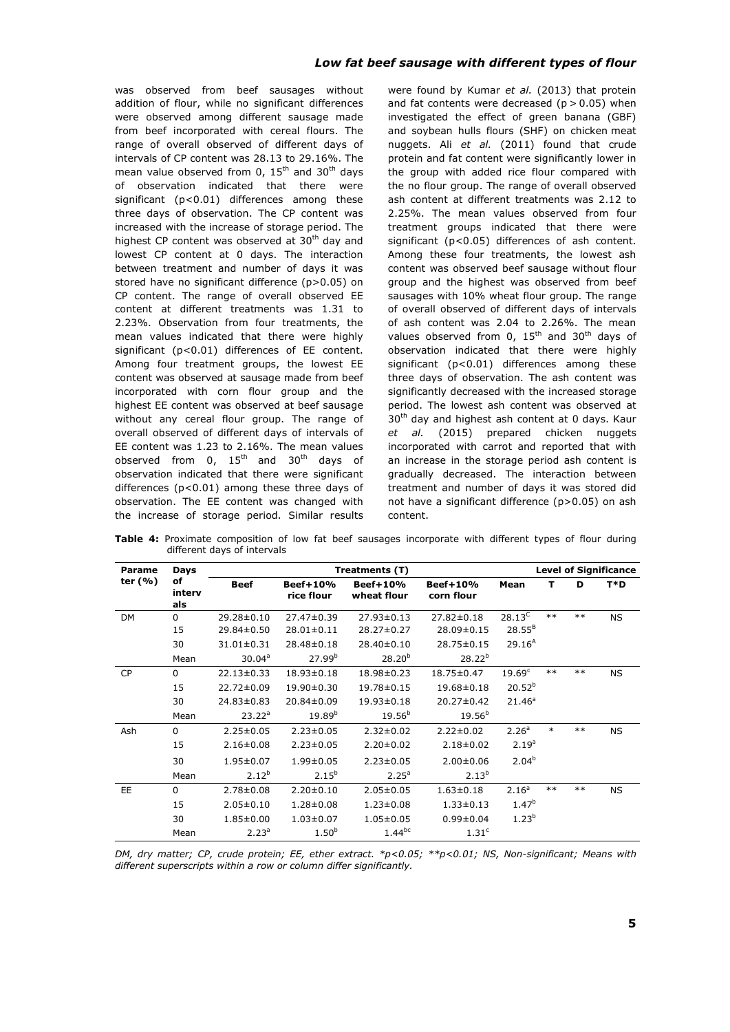was observed from beef sausages without addition of flour, while no significant differences were observed among different sausage made from beef incorporated with cereal flours. The range of overall observed of different days of intervals of CP content was 28.13 to 29.16%. The mean value observed from 0, 15th and 30th days of observation indicated that there were significant ($p<0.01$) differences among these three days of observation. The CP content was increased with the increase of storage period. The highest CP content was observed at 30th day and lowest CP content at 0 days. The interaction between treatment and number of days it was stored have no significant difference ($p>0.05$) on CP content. The range of overall observed EE content at different treatments was 1.31 to 2.23%. Observation from four treatments, the mean values indicated that there were highly significant ($p<0.01$) differences of EE content. Among four treatment groups, the lowest EE content was observed at sausage made from beef incorporated with corn flour group and the highest EE content was observed at beef sausage without any cereal flour group. The range of overall observed of different days of intervals of EE content was 1.23 to 2.16%. The mean values observed from 0, 15th and 30th days of observation indicated that there were significant differences ($p<0.01$) among these three days of observation. The EE content was changed with the increase of storage period. Similar results were found by Kumar *et al.* (2013) that protein and fat contents were decreased ($p > 0.05$) when investigated the effect of green banana (GBF) and soybean hulls flours (SHF) on chicken meat nuggets. Ali *et al.* (2011) found that crude protein and fat content were significantly lower in the group with added rice flour compared with the no flour group. The range of overall observed ash content at different treatments was 2.12 to 2.25%. The mean values observed from four treatment groups indicated that there were significant ($p<0.05$) differences of ash content. Among these four treatments, the lowest ash content was observed beef sausage without flour group and the highest was observed from beef sausages with 10% wheat flour group. The range of overall observed of different days of intervals of ash content was 2.04 to 2.26%. The mean values observed from 0, 15th and 30th days of observation indicated that there were highly significant ($p<0.01$) differences among these three days of observation. The ash content was significantly decreased with the increased storage period. The lowest ash content was observed at 30th day and highest ash content at 0 days. Kaur *et al.* (2015) prepared chicken nuggets incorporated with carrot and reported that with an increase in the storage period ash content is gradually decreased. The interaction between treatment and number of days it was stored did not have a significant difference ($p>0.05$) on ash content.

**Table 4:** Proximate composition of low fat beef sausages incorporate with different types of flour during different days of intervals

| Parameter (%) | Days of intervals | Treatments (T) | | | | | Level of Significance | | |
|---|---|---|---|---|---|---|---|---|---|
| | | Beef | Beef+10% rice flour | Beef+10% wheat flour | Beef+10% corn flour | Mean | T | D | T*D |
| DM | 0 | 29.28±0.10 | 27.47±0.39 | 27.93±0.13 | 27.82±0.18 | 28.13$^{C}$ | ** | ** | NS |
| | 15 | 29.84±0.50 | 28.01±0.11 | 28.27±0.27 | 28.09±0.15 | 28.55$^{B}$ | | | |
| | 30 | 31.01±0.31 | 28.48±0.18 | 28.40±0.10 | 28.75±0.15 | 29.16$^{A}$ | | | |
| | Mean | 30.04$^{a}$ | 27.99$^{b}$ | 28.20$^{b}$ | 28.22$^{b}$ | | | | |
| CP | 0 | 22.13±0.33 | 18.93±0.18 | 18.98±0.23 | 18.75±0.47 | 19.69$^{c}$ | ** | ** | NS |
| | 15 | 22.72±0.09 | 19.90±0.30 | 19.78±0.15 | 19.68±0.18 | 20.52$^{b}$ | | | |
| | 30 | 24.83±0.83 | 20.84±0.09 | 19.93±0.18 | 20.27±0.42 | 21.46$^{a}$ | | | |
| | Mean | 23.22$^{a}$ | 19.89$^{b}$ | 19.56$^{b}$ | 19.56$^{b}$ | | | | |
| Ash | 0 | 2.25±0.05 | 2.23±0.05 | 2.32±0.02 | 2.22±0.02 | 2.26$^{a}$ | * | ** | NS |
| | 15 | 2.16±0.08 | 2.23±0.05 | 2.20±0.02 | 2.18±0.02 | 2.19$^{a}$ | | | |
| | 30 | 1.95±0.07 | 1.99±0.05 | 2.23±0.05 | 2.00±0.06 | 2.04$^{b}$ | | | |
| | Mean | 2.12$^{b}$ | 2.15$^{b}$ | 2.25$^{a}$ | 2.13$^{b}$ | | | | |
| EE | 0 | 2.78±0.08 | 2.20±0.10 | 2.05±0.05 | 1.63±0.18 | 2.16$^{a}$ | ** | ** | NS |
| | 15 | 2.05±0.10 | 1.28±0.08 | 1.23±0.08 | 1.33±0.13 | 1.47$^{b}$ | | | |
| | 30 | 1.85±0.00 | 1.03±0.07 | 1.05±0.05 | 0.99±0.04 | 1.23$^{b}$ | | | |
| | Mean | 2.23$^{a}$ | 1.50$^{b}$ | 1.44$^{bc}$ | 1.31$^{c}$ | | | | |

*DM, dry matter; CP, crude protein; EE, ether extract. *$p<0.05$; **$p<0.01$; NS, Non-significant; Means with different superscripts within a row or column differ significantly.*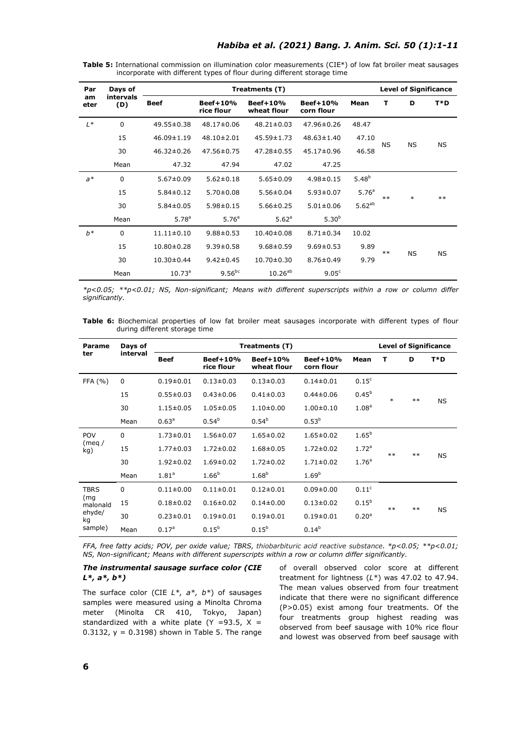**Table 5:** International commission on illumination color measurements (CIE*) of low fat broiler meat sausages incorporate with different types of flour during different storage time

| Parameter | Days of intervals (D) | Treatments (T) | | | | | Level of Significance | | |
|---|---|---|---|---|---|---|---|---|---|
| | | Beef | Beef+10% rice flour | Beef+10% wheat flour | Beef+10% corn flour | Mean | T | D | T*D |
| $L^*$ | 0 | 49.55±0.38 | 48.17±0.06 | 48.21±0.03 | 47.96±0.26 | 48.47 | NS | NS | NS |
| | 15 | 46.09±1.19 | 48.10±2.01 | 45.59±1.73 | 48.63±1.40 | 47.10 | | | |
| | 30 | 46.32±0.26 | 47.56±0.75 | 47.28±0.55 | 45.17±0.96 | 46.58 | | | |
| | Mean | 47.32 | 47.94 | 47.02 | 47.25 | | | | |
| $a^*$ | 0 | 5.67±0.09 | 5.62±0.18 | 5.65±0.09 | 4.98±0.15 | 5.48[b] | ** | * | ** |
| | 15 | 5.84±0.12 | 5.70±0.08 | 5.56±0.04 | 5.93±0.07 | 5.76[a] | | | |
| | 30 | 5.84±0.05 | 5.98±0.15 | 5.66±0.25 | 5.01±0.06 | 5.62[ab] | | | |
| | Mean | 5.78[a] | 5.76[a] | 5.62[a] | 5.30[b] | | | | |
| $b^*$ | 0 | 11.11±0.10 | 9.88±0.53 | 10.40±0.08 | 8.71±0.34 | 10.02 | ** | NS | NS |
| | 15 | 10.80±0.28 | 9.39±0.58 | 9.68±0.59 | 9.69±0.53 | 9.89 | | | |
| | 30 | 10.30±0.44 | 9.42±0.45 | 10.70±0.30 | 8.76±0.49 | 9.79 | | | |
| | Mean | 10.73[a] | 9.56[bc] | 10.26[ab] | 9.05[c] | | | | |

*$p<0.05$; **$p<0.01$; NS, Non-significant; Means with different superscripts within a row or column differ significantly.

**Table 6:** Biochemical properties of low fat broiler meat sausages incorporate with different types of flour during different storage time

| Parameter | Days of interval | Treatments (T) | | | | | Level of Significance | | |
|---|---|---|---|---|---|---|---|---|---|
| | | Beef | Beef+10% rice flour | Beef+10% wheat flour | Beef+10% corn flour | Mean | T | D | T*D |
| FFA (%) | 0 | 0.19±0.01 | 0.13±0.03 | 0.13±0.03 | 0.14±0.01 | 0.15[c] | * | ** | NS |
| | 15 | 0.55±0.03 | 0.43±0.06 | 0.41±0.03 | 0.44±0.06 | 0.45[b] | | | |
| | 30 | 1.15±0.05 | 1.05±0.05 | 1.10±0.00 | 1.00±0.10 | 1.08[a] | | | |
| | Mean | 0.63[a] | 0.54[b] | 0.54[b] | 0.53[b] | | | | |
| POV (meq / kg) | 0 | 1.73±0.01 | 1.56±0.07 | 1.65±0.02 | 1.65±0.02 | 1.65[b] | ** | ** | NS |
| | 15 | 1.77±0.03 | 1.72±0.02 | 1.68±0.05 | 1.72±0.02 | 1.72[a] | | | |
| | 30 | 1.92±0.02 | 1.69±0.02 | 1.72±0.02 | 1.71±0.02 | 1.76[a] | | | |
| | Mean | 1.81[a] | 1.66[b] | 1.68[b] | 1.69[b] | | | | |
| TBRS (mg malonaldehyde/kg sample) | 0 | 0.11±0.00 | 0.11±0.01 | 0.12±0.01 | 0.09±0.00 | 0.11[c] | ** | ** | NS |
| | 15 | 0.18±0.02 | 0.16±0.02 | 0.14±0.00 | 0.13±0.02 | 0.15[b] | | | |
| | 30 | 0.23±0.01 | 0.19±0.01 | 0.19±0.01 | 0.19±0.01 | 0.20[a] | | | |
| | Mean | 0.17[a] | 0.15[b] | 0.15[b] | 0.14[b] | | | | |

FFA, free fatty acids; POV, per oxide value; TBRS, *thiobarbituric acid reactive substance.* *$p<0.05$; **$p<0.01$; NS, Non-significant; Means with different superscripts within a row or column differ significantly.

### *The instrumental sausage surface color (CIE L*, a*, b*)*

The surface color (CIE $L^*$, $a^*$, $b^*$) of sausages samples were measured using a Minolta Chroma meter (Minolta CR 410, Tokyo, Japan) standardized with a white plate (Y =93.5, X = 0.3132, y = 0.3198) shown in Table 5. The range of overall observed color score at different treatment for lightness ($L^*$) was 47.02 to 47.94. The mean values observed from four treatment indicate that there were no significant difference (P>0.05) exist among four treatments. Of the four treatments group highest reading was observed from beef sausage with 10% rice flour and lowest was observed from beef sausage with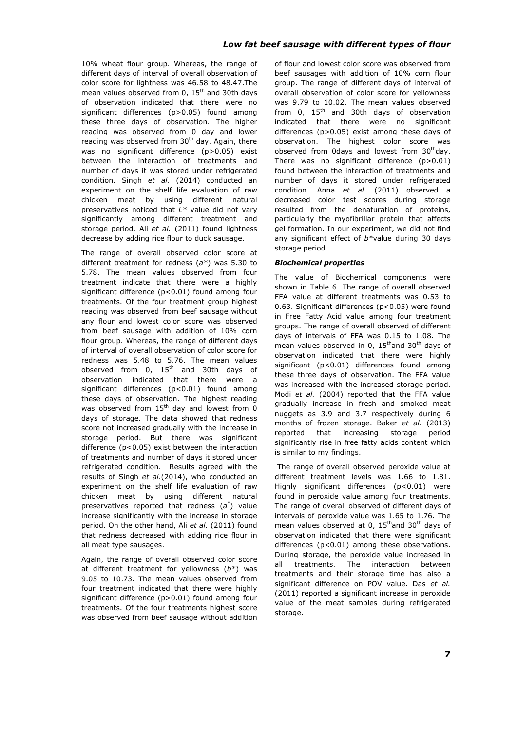10% wheat flour group. Whereas, the range of different days of interval of overall observation of color score for lightness was 46.58 to 48.47.The mean values observed from 0, 15th and 30th days of observation indicated that there were no significant differences ($p>0.05$) found among these three days of observation. The higher reading was observed from 0 day and lower reading was observed from 30th day. Again, there was no significant difference ($p>0.05$) exist between the interaction of treatments and number of days it was stored under refrigerated condition. Singh *et al.* (2014) conducted an experiment on the shelf life evaluation of raw chicken meat by using different natural preservatives noticed that $L^*$ value did not vary significantly among different treatment and storage period. Ali *et al.* (2011) found lightness decrease by adding rice flour to duck sausage.

The range of overall observed color score at different treatment for redness ($a^*$) was 5.30 to 5.78. The mean values observed from four treatment indicate that there were a highly significant difference ($p<0.01$) found among four treatments. Of the four treatment group highest reading was observed from beef sausage without any flour and lowest color score was observed from beef sausage with addition of 10% corn flour group. Whereas, the range of different days of interval of overall observation of color score for redness was 5.48 to 5.76. The mean values observed from 0, 15th and 30th days of observation indicated that there were a significant differences ($p<0.01$) found among these days of observation. The highest reading was observed from 15th day and lowest from 0 days of storage. The data showed that redness score not increased gradually with the increase in storage period. But there was significant difference ($p<0.05$) exist between the interaction of treatments and number of days it stored under refrigerated condition. Results agreed with the results of Singh *et al*.(2014), who conducted an experiment on the shelf life evaluation of raw chicken meat by using different natural preservatives reported that redness ($a^*$) value increase significantly with the increase in storage period. On the other hand, Ali *et al.* (2011) found that redness decreased with adding rice flour in all meat type sausages.

Again, the range of overall observed color score at different treatment for yellowness ($b^*$) was 9.05 to 10.73. The mean values observed from four treatment indicated that there were highly significant difference ($p>0.01$) found among four treatments. Of the four treatments highest score was observed from beef sausage without addition of flour and lowest color score was observed from beef sausages with addition of 10% corn flour group. The range of different days of interval of overall observation of color score for yellowness was 9.79 to 10.02. The mean values observed from 0, 15th and 30th days of observation indicated that there were no significant differences ($p>0.05$) exist among these days of observation. The highest color score was observed from 0days and lowest from 30thday. There was no significant difference ($p>0.01$) found between the interaction of treatments and number of days it stored under refrigerated condition. Anna *et al*. (2011) observed a decreased color test scores during storage resulted from the denaturation of proteins, particularly the myofibrillar protein that affects gel formation. In our experiment, we did not find any significant effect of $b^*$value during 30 days storage period.

### *Biochemical properties*

The value of Biochemical components were shown in Table 6. The range of overall observed FFA value at different treatments was 0.53 to 0.63. Significant differences ($p<0.05$) were found in Free Fatty Acid value among four treatment groups. The range of overall observed of different days of intervals of FFA was 0.15 to 1.08. The mean values observed in 0, 15thand 30th days of observation indicated that there were highly significant ($p<0.01$) differences found among these three days of observation. The FFA value was increased with the increased storage period. Modi *et al*. (2004) reported that the FFA value gradually increase in fresh and smoked meat nuggets as 3.9 and 3.7 respectively during 6 months of frozen storage. Baker *et al*. (2013) reported that increasing storage period significantly rise in free fatty acids content which is similar to my findings.

The range of overall observed peroxide value at different treatment levels was 1.66 to 1.81. Highly significant differences ($p<0.01$) were found in peroxide value among four treatments. The range of overall observed of different days of intervals of peroxide value was 1.65 to 1.76. The mean values observed at 0, 15thand 30th days of observation indicated that there were significant differences ($p<0.01$) among these observations. During storage, the peroxide value increased in all treatments. The interaction between treatments and their storage time has also a significant difference on POV value. Das *et al.* (2011) reported a significant increase in peroxide value of the meat samples during refrigerated storage.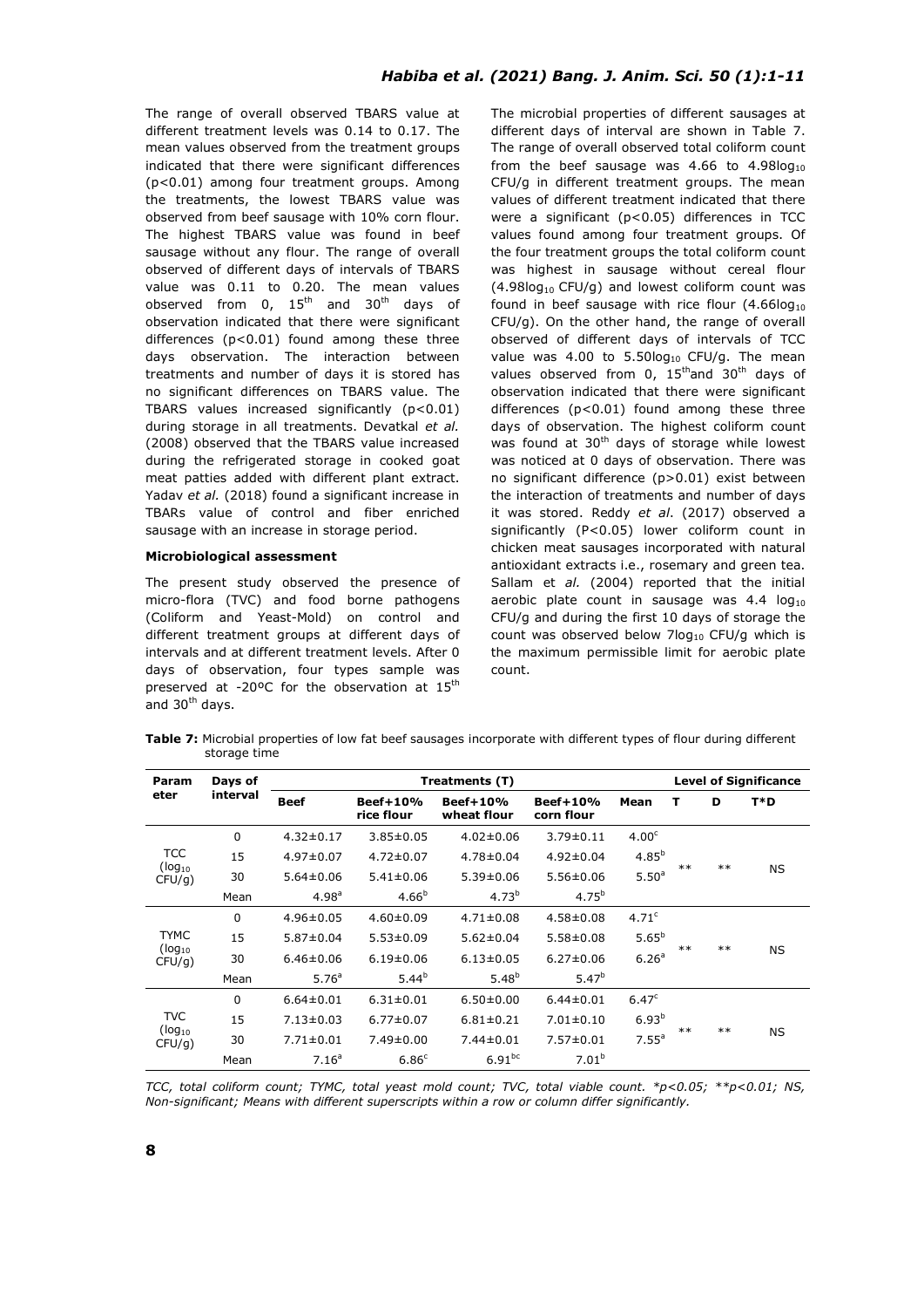The range of overall observed TBARS value at different treatment levels was 0.14 to 0.17. The mean values observed from the treatment groups indicated that there were significant differences ($p<0.01$) among four treatment groups. Among the treatments, the lowest TBARS value was observed from beef sausage with 10% corn flour. The highest TBARS value was found in beef sausage without any flour. The range of overall observed of different days of intervals of TBARS value was 0.11 to 0.20. The mean values observed from 0, 15th and 30th days of observation indicated that there were significant differences ($p<0.01$) found among these three days observation. The interaction between treatments and number of days it is stored has no significant differences on TBARS value. The TBARS values increased significantly ($p<0.01$) during storage in all treatments. Devatkal *et al.* (2008) observed that the TBARS value increased during the refrigerated storage in cooked goat meat patties added with different plant extract. Yadav *et al.* (2018) found a significant increase in TBARs value of control and fiber enriched sausage with an increase in storage period.

#### Microbiological assessment

The present study observed the presence of micro-flora (TVC) and food borne pathogens (Coliform and Yeast-Mold) on control and different treatment groups at different days of intervals and at different treatment levels. After 0 days of observation, four types sample was preserved at -20ºC for the observation at 15th and 30th days.

The microbial properties of different sausages at different days of interval are shown in Table 7. The range of overall observed total coliform count from the beef sausage was 4.66 to 4.98 $\log_{10}$ CFU/g in different treatment groups. The mean values of different treatment indicated that there were a significant ($p<0.05$) differences in TCC values found among four treatment groups. Of the four treatment groups the total coliform count was highest in sausage without cereal flour (4.98 $\log_{10}$ CFU/g) and lowest coliform count was found in beef sausage with rice flour (4.66 $\log_{10}$ CFU/g). On the other hand, the range of overall observed of different days of intervals of TCC value was 4.00 to 5.50 $\log_{10}$ CFU/g. The mean values observed from 0, 15th and 30th days of observation indicated that there were significant differences ($p<0.01$) found among these three days of observation. The highest coliform count was found at 30th days of storage while lowest was noticed at 0 days of observation. There was no significant difference ($p>0.01$) exist between the interaction of treatments and number of days it was stored. Reddy *et al.* (2017) observed a significantly ($P<0.05$) lower coliform count in chicken meat sausages incorporated with natural antioxidant extracts i.e., rosemary and green tea. Sallam et *al.* (2004) reported that the initial aerobic plate count in sausage was 4.4 $\log_{10}$ CFU/g and during the first 10 days of storage the count was observed below 7 $\log_{10}$ CFU/g which is the maximum permissible limit for aerobic plate count.

**Table 7:** Microbial properties of low fat beef sausages incorporate with different types of flour during different storage time

| Parameter | Days of interval | Treatments (T) | | | | | Level of Significance | | |
|---|---|---|---|---|---|---|---|---|---|
| | | Beef | Beef+10% rice flour | Beef+10% wheat flour | Beef+10% corn flour | Mean | T | D | T*D |
| TCC ($\log_{10}$ CFU/g) | 0 | 4.32±0.17 | 3.85±0.05 | 4.02±0.06 | 3.79±0.11 | $4.00^c$ | ** | ** | NS |
| | 15 | 4.97±0.07 | 4.72±0.07 | 4.78±0.04 | 4.92±0.04 | $4.85^b$ | | | |
| | 30 | 5.64±0.06 | 5.41±0.06 | 5.39±0.06 | 5.56±0.06 | $5.50^a$ | | | |
| | Mean | $4.98^a$ | $4.66^b$ | $4.73^b$ | $4.75^b$ | | | | |
| TYMC ($\log_{10}$ CFU/g) | 0 | 4.96±0.05 | 4.60±0.09 | 4.71±0.08 | 4.58±0.08 | $4.71^c$ | ** | ** | NS |
| | 15 | 5.87±0.04 | 5.53±0.09 | 5.62±0.04 | 5.58±0.08 | $5.65^b$ | | | |
| | 30 | 6.46±0.06 | 6.19±0.06 | 6.13±0.05 | 6.27±0.06 | $6.26^a$ | | | |
| | Mean | $5.76^a$ | $5.44^b$ | $5.48^b$ | $5.47^b$ | | | | |
| TVC ($\log_{10}$ CFU/g) | 0 | 6.64±0.01 | 6.31±0.01 | 6.50±0.00 | 6.44±0.01 | $6.47^c$ | ** | ** | NS |
| | 15 | 7.13±0.03 | 6.77±0.07 | 6.81±0.21 | 7.01±0.10 | $6.93^b$ | | | |
| | 30 | 7.71±0.01 | 7.49±0.00 | 7.44±0.01 | 7.57±0.01 | $7.55^a$ | | | |
| | Mean | $7.16^a$ | $6.86^c$ | $6.91^{bc}$ | $7.01^b$ | | | | |

*TCC, total coliform count; TYMC, total yeast mold count; TVC, total viable count. *p<0.05; **p<0.01; NS, Non-significant; Means with different superscripts within a row or column differ significantly.*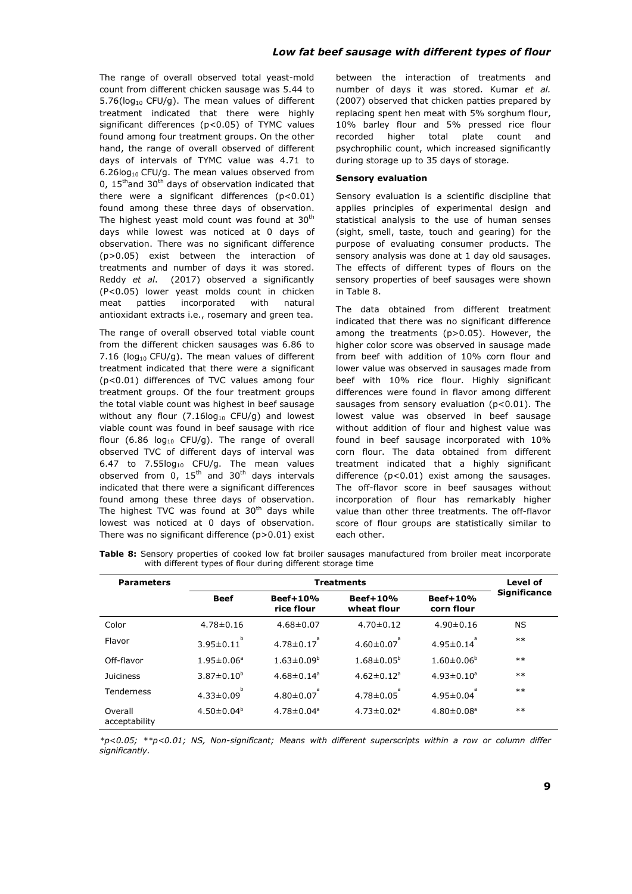The range of overall observed total yeast-mold count from different chicken sausage was 5.44 to 5.76($\log_{10}$ CFU/g). The mean values of different treatment indicated that there were highly significant differences ($p<0.05$) of TYMC values found among four treatment groups. On the other hand, the range of overall observed of different days of intervals of TYMC value was 4.71 to 6.26$\log_{10}$ CFU/g. The mean values observed from 0, 15$^{th}$and 30$^{th}$ days of observation indicated that there were a significant differences ($p<0.01$) found among these three days of observation. The highest yeast mold count was found at 30$^{th}$ days while lowest was noticed at 0 days of observation. There was no significant difference ($p>0.05$) exist between the interaction of treatments and number of days it was stored. Reddy *et al*. (2017) observed a significantly ($P<0.05$) lower yeast molds count in chicken meat patties incorporated with natural antioxidant extracts i.e., rosemary and green tea.

The range of overall observed total viable count from the different chicken sausages was 6.86 to 7.16 ($\log_{10}$ CFU/g). The mean values of different treatment indicated that there were a significant ($p<0.01$) differences of TVC values among four treatment groups. Of the four treatment groups the total viable count was highest in beef sausage without any flour (7.16$\log_{10}$ CFU/g) and lowest viable count was found in beef sausage with rice flour (6.86 $\log_{10}$ CFU/g). The range of overall observed TVC of different days of interval was 6.47 to 7.55$\log_{10}$ CFU/g. The mean values observed from 0, 15$^{th}$ and 30$^{th}$ days intervals indicated that there were a significant differences found among these three days of observation. The highest TVC was found at 30$^{th}$ days while lowest was noticed at 0 days of observation. There was no significant difference ($p>0.01$) exist between the interaction of treatments and number of days it was stored. Kumar *et al.* (2007) observed that chicken patties prepared by replacing spent hen meat with 5% sorghum flour, 10% barley flour and 5% pressed rice flour recorded higher total plate count and psychrophilic count, which increased significantly during storage up to 35 days of storage.

### Sensory evaluation

Sensory evaluation is a scientific discipline that applies principles of experimental design and statistical analysis to the use of human senses (sight, smell, taste, touch and gearing) for the purpose of evaluating consumer products. The sensory analysis was done at 1 day old sausages. The effects of different types of flours on the sensory properties of beef sausages were shown in Table 8.

The data obtained from different treatment indicated that there was no significant difference among the treatments ($p>0.05$). However, the higher color score was observed in sausage made from beef with addition of 10% corn flour and lower value was observed in sausages made from beef with 10% rice flour. Highly significant differences were found in flavor among different sausages from sensory evaluation ($p<0.01$). The lowest value was observed in beef sausage without addition of flour and highest value was found in beef sausage incorporated with 10% corn flour. The data obtained from different treatment indicated that a highly significant difference ($p<0.01$) exist among the sausages. The off-flavor score in beef sausages without incorporation of flour has remarkably higher value than other three treatments. The off-flavor score of flour groups are statistically similar to each other.

**Table 8:** Sensory properties of cooked low fat broiler sausages manufactured from broiler meat incorporate with different types of flour during different storage time

| Parameters | Treatments | | | | Level of Significance |
|---|---|---|---|---|---|
| | Beef | Beef+10% rice flour | Beef+10% wheat flour | Beef+10% corn flour | |
| Color | 4.78±0.16 | 4.68±0.07 | 4.70±0.12 | 4.90±0.16 | NS |
| Flavor | 3.95±0.11$^{b}$ | 4.78±0.17$^{a}$ | 4.60±0.07$^{a}$ | 4.95±0.14$^{a}$ | ** |
| Off-flavor | 1.95±0.06$^{a}$ | 1.63±0.09$^{b}$ | 1.68±0.05$^{b}$ | 1.60±0.06$^{b}$ | ** |
| Juiciness | 3.87±0.10$^{b}$ | 4.68±0.14$^{a}$ | 4.62±0.12$^{a}$ | 4.93±0.10$^{a}$ | ** |
| Tenderness | 4.33±0.09$^{b}$ | 4.80±0.07$^{a}$ | 4.78±0.05$^{a}$ | 4.95±0.04$^{a}$ | ** |
| Overall acceptability | 4.50±0.04$^{b}$ | 4.78±0.04$^{a}$ | 4.73±0.02$^{a}$ | 4.80±0.08$^{a}$ | ** |

**p<0.05; **p<0.01; NS, Non-significant; Means with different superscripts within a row or column differ significantly.*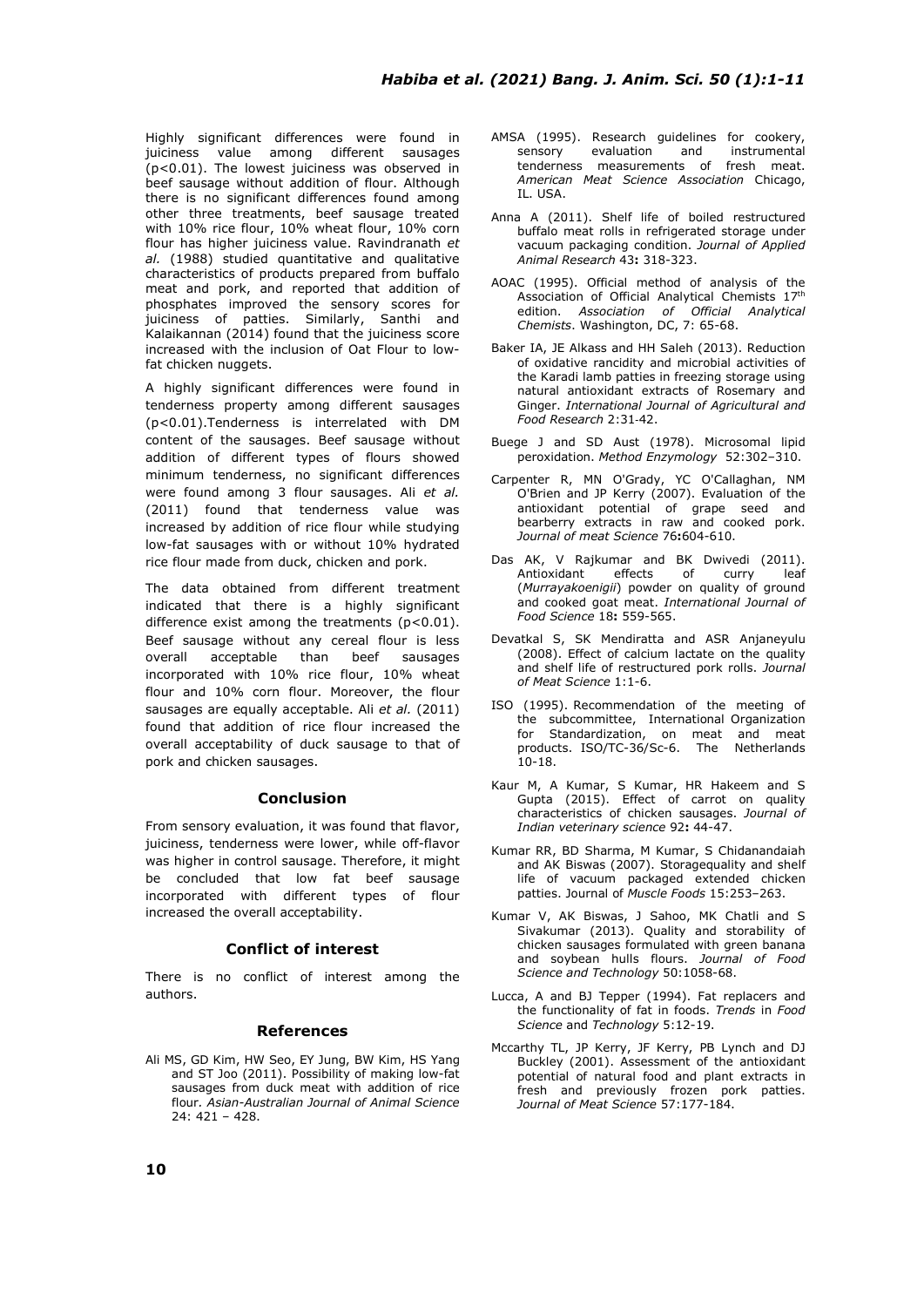Highly significant differences were found in juiciness value among different sausages ($p<0.01$). The lowest juiciness was observed in beef sausage without addition of flour. Although there is no significant differences found among other three treatments, beef sausage treated with 10% rice flour, 10% wheat flour, 10% corn flour has higher juiciness value. Ravindranath *et al.* (1988) studied quantitative and qualitative characteristics of products prepared from buffalo meat and pork, and reported that addition of phosphates improved the sensory scores for juiciness of patties. Similarly, Santhi and Kalaikannan (2014) found that the juiciness score increased with the inclusion of Oat Flour to low-fat chicken nuggets.

A highly significant differences were found in tenderness property among different sausages ($p<0.01$).Tenderness is interrelated with DM content of the sausages. Beef sausage without addition of different types of flours showed minimum tenderness, no significant differences were found among 3 flour sausages. Ali *et al.* (2011) found that tenderness value was increased by addition of rice flour while studying low-fat sausages with or without 10% hydrated rice flour made from duck, chicken and pork.

The data obtained from different treatment indicated that there is a highly significant difference exist among the treatments ($p<0.01$). Beef sausage without any cereal flour is less overall acceptable than beef sausages incorporated with 10% rice flour, 10% wheat flour and 10% corn flour. Moreover, the flour sausages are equally acceptable. Ali *et al.* (2011) found that addition of rice flour increased the overall acceptability of duck sausage to that of pork and chicken sausages.

## Conclusion

From sensory evaluation, it was found that flavor, juiciness, tenderness were lower, while off-flavor was higher in control sausage. Therefore, it might be concluded that low fat beef sausage incorporated with different types of flour increased the overall acceptability.

## Conflict of interest

There is no conflict of interest among the authors.

## References

Ali MS, GD Kim, HW Seo, EY Jung, BW Kim, HS Yang and ST Joo (2011). Possibility of making low-fat sausages from duck meat with addition of rice flour. *Asian-Australian Journal of Animal Science* 24: 421 – 428.

AMSA (1995). Research guidelines for cookery, sensory evaluation and instrumental tenderness measurements of fresh meat. *American Meat Science Association* Chicago, IL. USA.

Anna A (2011). Shelf life of boiled restructured buffalo meat rolls in refrigerated storage under vacuum packaging condition. *Journal of Applied Animal Research* 43**:** 318-323.

AOAC (1995). Official method of analysis of the Association of Official Analytical Chemists 17th edition. *Association of Official Analytical Chemists*. Washington, DC, 7: 65-68.

Baker IA, JE Alkass and HH Saleh (2013). Reduction of oxidative rancidity and microbial activities of the Karadi lamb patties in freezing storage using natural antioxidant extracts of Rosemary and Ginger. *International Journal of Agricultural and Food Research* 2:31-42.

Buege J and SD Aust (1978). Microsomal lipid peroxidation. *Method Enzymology* 52:302–310.

Carpenter R, MN O'Grady, YC O'Callaghan, NM O'Brien and JP Kerry (2007). Evaluation of the antioxidant potential of grape seed and bearberry extracts in raw and cooked pork. *Journal of meat Science* 76**:**604-610.

Das AK, V Rajkumar and BK Dwivedi (2011). Antioxidant effects of curry leaf (*Murrayakoenigii*) powder on quality of ground and cooked goat meat. *International Journal of Food Science* 18**:** 559-565.

Devatkal S, SK Mendiratta and ASR Anjaneyulu (2008). Effect of calcium lactate on the quality and shelf life of restructured pork rolls. *Journal of Meat Science* 1:1-6.

ISO (1995). Recommendation of the meeting of the subcommittee, International Organization for Standardization, on meat and meat products. ISO/TC-36/Sc-6. The Netherlands 10-18.

Kaur M, A Kumar, S Kumar, HR Hakeem and S Gupta (2015). Effect of carrot on quality characteristics of chicken sausages. *Journal of Indian veterinary science* 92**:** 44-47.

Kumar RR, BD Sharma, M Kumar, S Chidanandaiah and AK Biswas (2007). Storagequality and shelf life of vacuum packaged extended chicken patties. Journal of *Muscle Foods* 15:253–263.

Kumar V, AK Biswas, J Sahoo, MK Chatli and S Sivakumar (2013). Quality and storability of chicken sausages formulated with green banana and soybean hulls flours. *Journal of Food Science and Technology* 50:1058-68.

Lucca, A and BJ Tepper (1994). Fat replacers and the functionality of fat in foods. *Trends* in *Food Science* and *Technology* 5:12-19.

Mccarthy TL, JP Kerry, JF Kerry, PB Lynch and DJ Buckley (2001). Assessment of the antioxidant potential of natural food and plant extracts in fresh and previously frozen pork patties. *Journal of Meat Science* 57:177-184.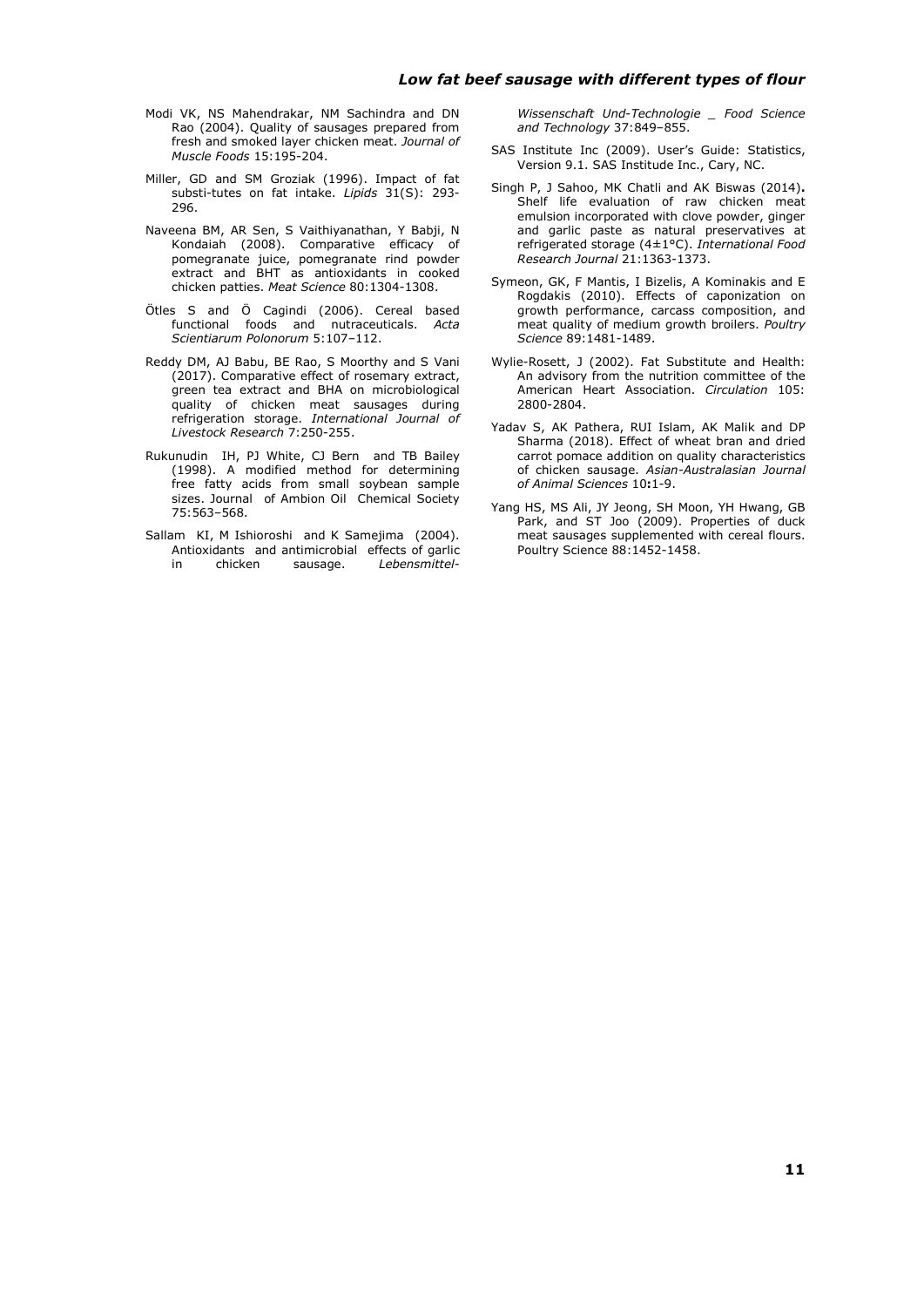Modi VK, NS Mahendrakar, NM Sachindra and DN Rao (2004). Quality of sausages prepared from fresh and smoked layer chicken meat. *Journal of Muscle Foods* 15:195-204.

Miller, GD and SM Groziak (1996). Impact of fat substi-tutes on fat intake. *Lipids* 31(S): 293-296.

Naveena BM, AR Sen, S Vaithiyanathan, Y Babji, N Kondaiah (2008). Comparative efficacy of pomegranate juice, pomegranate rind powder extract and BHT as antioxidants in cooked chicken patties. *Meat Science* 80:1304-1308.

Ötles S and Ö Cagindi (2006). Cereal based functional foods and nutraceuticals. *Acta Scientiarum Polonorum* 5:107–112.

Reddy DM, AJ Babu, BE Rao, S Moorthy and S Vani (2017). Comparative effect of rosemary extract, green tea extract and BHA on microbiological quality of chicken meat sausages during refrigeration storage. *International Journal of Livestock Research* 7:250-255.

Rukunudin IH, PJ White, CJ Bern and TB Bailey (1998). A modified method for determining free fatty acids from small soybean sample sizes. Journal of Ambion Oil Chemical Society 75:563–568.

Sallam KI, M Ishioroshi and K Samejima (2004). Antioxidants and antimicrobial effects of garlic in chicken sausage. *Lebensmittel-Wissenschaft Und-Technologie _ Food Science and Technology* 37:849–855.

SAS Institute Inc (2009). User's Guide: Statistics, Version 9.1. SAS Institude Inc., Cary, NC.

Singh P, J Sahoo, MK Chatli and AK Biswas (2014). Shelf life evaluation of raw chicken meat emulsion incorporated with clove powder, ginger and garlic paste as natural preservatives at refrigerated storage (4±1°C). *International Food Research Journal* 21:1363-1373.

Symeon, GK, F Mantis, I Bizelis, A Kominakis and E Rogdakis (2010). Effects of caponization on growth performance, carcass composition, and meat quality of medium growth broilers. *Poultry Science* 89:1481-1489.

Wylie-Rosett, J (2002). Fat Substitute and Health: An advisory from the nutrition committee of the American Heart Association. *Circulation* 105: 2800-2804.

Yadav S, AK Pathera, RUI Islam, AK Malik and DP Sharma (2018). Effect of wheat bran and dried carrot pomace addition on quality characteristics of chicken sausage. *Asian-Australasian Journal of Animal Sciences* 10**:**1-9.

Yang HS, MS Ali, JY Jeong, SH Moon, YH Hwang, GB Park, and ST Joo (2009). Properties of duck meat sausages supplemented with cereal flours. Poultry Science 88:1452-1458.